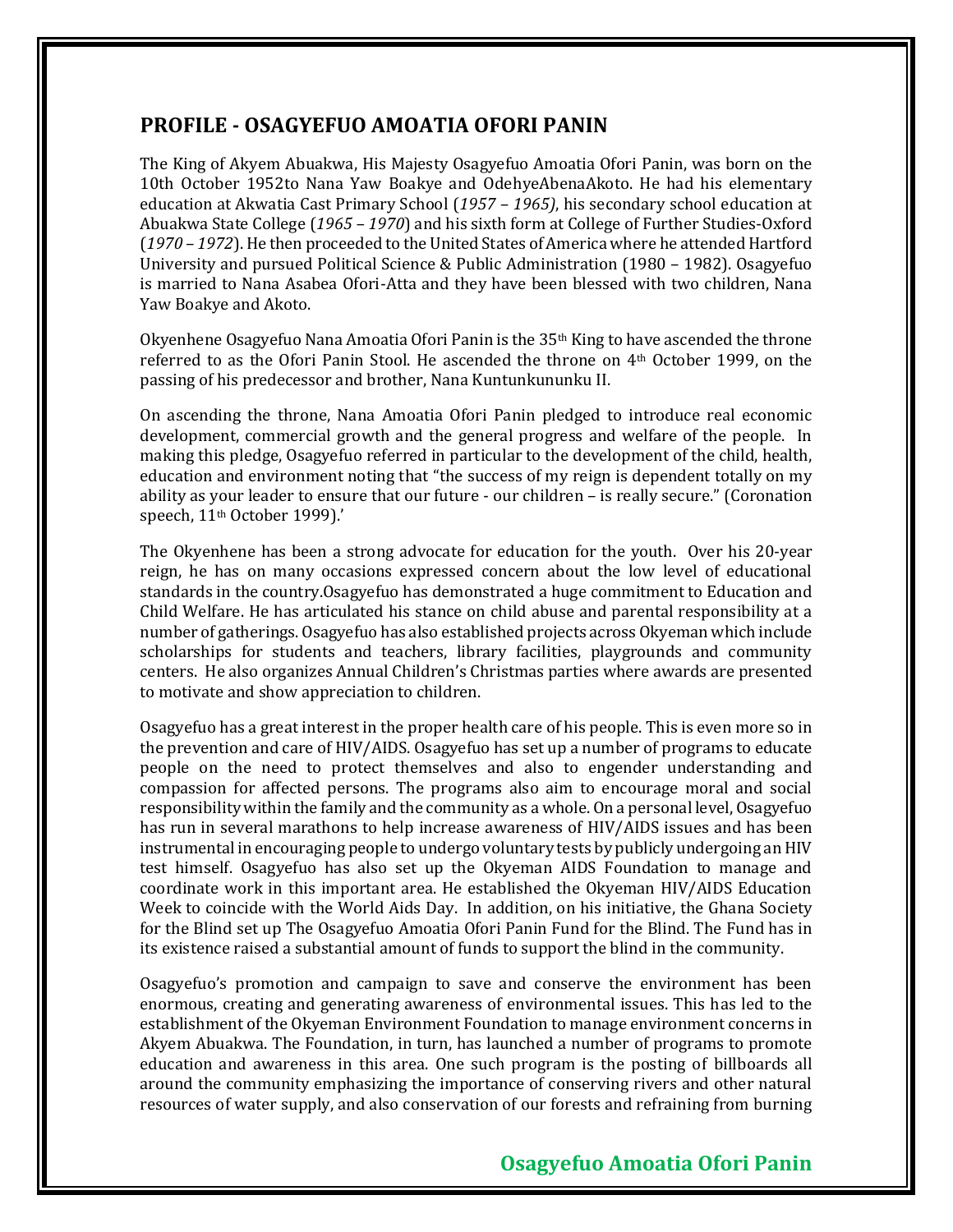## PROFILE - OSAGYEFUO AMOATIA OFORI PANIN

The King of Akyem Abuakwa, His Majesty Osagyefuo Amoatia Ofori Panin, was born on the 10th October 1952to Nana Yaw Boakye and OdehyeAbenaAkoto. He had his elementary education at Akwatia Cast Primary School (*1957 – 1965)*, his secondary school education at Abuakwa State College (*1965 – 1970*) and his sixth form at College of Further Studies-Oxford (*1970 – 1972*). He then proceeded to the United States of America where he attended Hartford University and pursued Political Science & Public Administration (1980 – 1982). Osagyefuo is married to Nana Asabea Ofori-Atta and they have been blessed with two children, Nana Yaw Boakye and Akoto.

Okyenhene Osagyefuo Nana Amoatia Ofori Panin is the 35th King to have ascended the throne referred to as the Ofori Panin Stool. He ascended the throne on 4th October 1999, on the passing of his predecessor and brother, Nana Kuntunkununku II.

On ascending the throne, Nana Amoatia Ofori Panin pledged to introduce real economic development, commercial growth and the general progress and welfare of the people. In making this pledge, Osagyefuo referred in particular to the development of the child, health, education and environment noting that "the success of my reign is dependent totally on my ability as your leader to ensure that our future - our children – is really secure." (Coronation speech, 11th October 1999).'

The Okyenhene has been a strong advocate for education for the youth. Over his 20-year reign, he has on many occasions expressed concern about the low level of educational standards in the country.Osagyefuo has demonstrated a huge commitment to Education and Child Welfare. He has articulated his stance on child abuse and parental responsibility at a number of gatherings. Osagyefuo has also established projects across Okyeman which include scholarships for students and teachers, library facilities, playgrounds and community centers. He also organizes Annual Children's Christmas parties where awards are presented to motivate and show appreciation to children.

Osagyefuo has a great interest in the proper health care of his people. This is even more so in the prevention and care of HIV/AIDS. Osagyefuo has set up a number of programs to educate people on the need to protect themselves and also to engender understanding and compassion for affected persons. The programs also aim to encourage moral and social responsibility within the family and the community as a whole. On a personal level, Osagyefuo has run in several marathons to help increase awareness of HIV/AIDS issues and has been instrumental in encouraging people to undergo voluntary tests by publicly undergoing an HIV test himself. Osagyefuo has also set up the Okyeman AIDS Foundation to manage and coordinate work in this important area. He established the Okyeman HIV/AIDS Education Week to coincide with the World Aids Day. In addition, on his initiative, the Ghana Society for the Blind set up The Osagyefuo Amoatia Ofori Panin Fund for the Blind. The Fund has in its existence raised a substantial amount of funds to support the blind in the community.

Osagyefuo's promotion and campaign to save and conserve the environment has been enormous, creating and generating awareness of environmental issues. This has led to the establishment of the Okyeman Environment Foundation to manage environment concerns in Akyem Abuakwa. The Foundation, in turn, has launched a number of programs to promote education and awareness in this area. One such program is the posting of billboards all around the community emphasizing the importance of conserving rivers and other natural resources of water supply, and also conservation of our forests and refraining from burning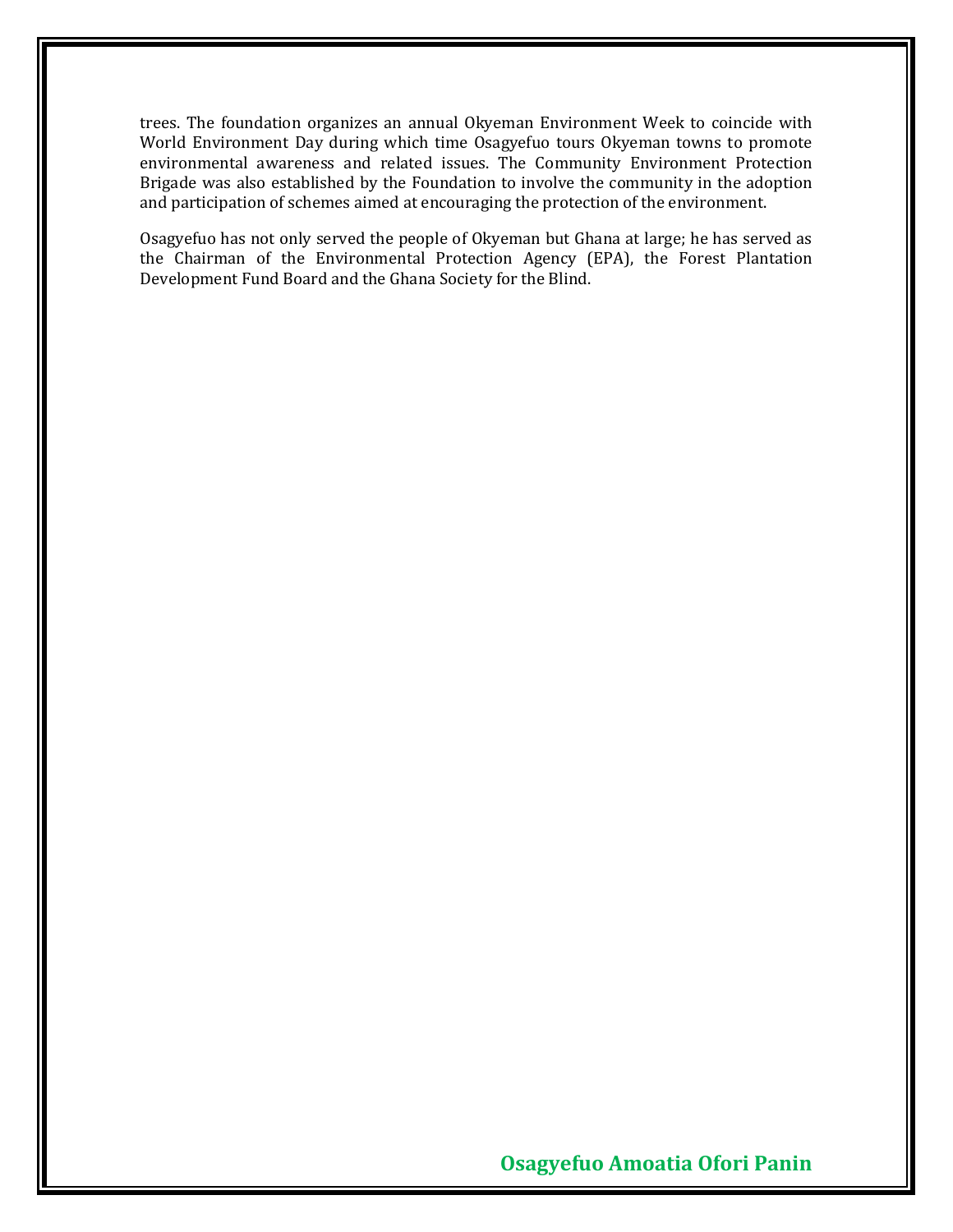trees. The foundation organizes an annual Okyeman Environment Week to coincide with World Environment Day during which time Osagyefuo tours Okyeman towns to promote environmental awareness and related issues. The Community Environment Protection Brigade was also established by the Foundation to involve the community in the adoption and participation of schemes aimed at encouraging the protection of the environment.

Osagyefuo has not only served the people of Okyeman but Ghana at large; he has served as the Chairman of the Environmental Protection Agency (EPA), the Forest Plantation Development Fund Board and the Ghana Society for the Blind.